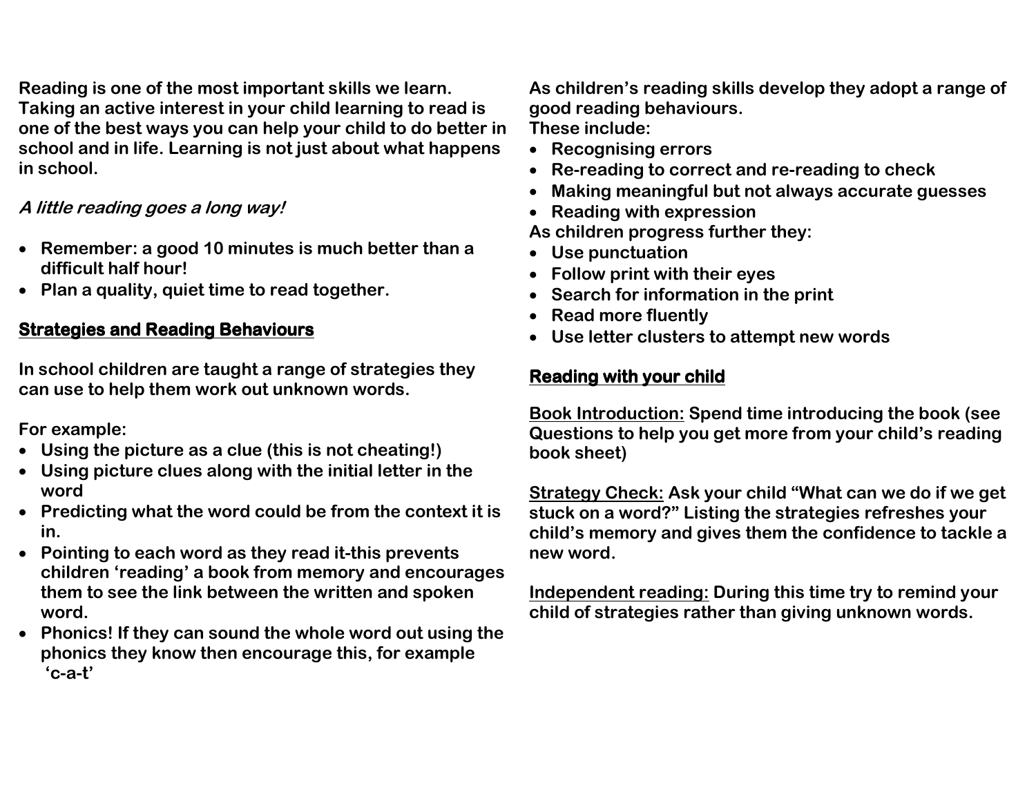**Reading is one of the most important skills we learn. Taking an active interest in your child learning to read is one of the best ways you can help your child to do better in school and in life. Learning is not just about what happens in school.**

***A little reading goes a long way!***

- **Remember: a good 10 minutes is much better than a difficult half hour!**
- **Plan a quality, quiet time to read together.**

## Strategies and Reading Behaviours

**In school children are taught a range of strategies they can use to help them work out unknown words.**

**For example:**

- **Using the picture as a clue (this is not cheating!)**
- **Using picture clues along with the initial letter in the word**
- **Predicting what the word could be from the context it is in.**
- **Pointing to each word as they read it-this prevents children 'reading' a book from memory and encourages them to see the link between the written and spoken word.**
- **Phonics! If they can sound the whole word out using the phonics they know then encourage this, for example 'c-a-t'**

**As children's reading skills develop they adopt a range of good reading behaviours.**
**These include:**

- **Recognising errors**
- **Re-reading to correct and re-reading to check**
- **Making meaningful but not always accurate guesses**
- **Reading with expression**

**As children progress further they:**

- **Use punctuation**
- **Follow print with their eyes**
- **Search for information in the print**
- **Read more fluently**
- **Use letter clusters to attempt new words**

## Reading with your child

**Book Introduction: Spend time introducing the book (see Questions to help you get more from your child's reading book sheet)**

**Strategy Check: Ask your child "What can we do if we get stuck on a word?" Listing the strategies refreshes your child's memory and gives them the confidence to tackle a new word.**

**Independent reading: During this time try to remind your child of strategies rather than giving unknown words.**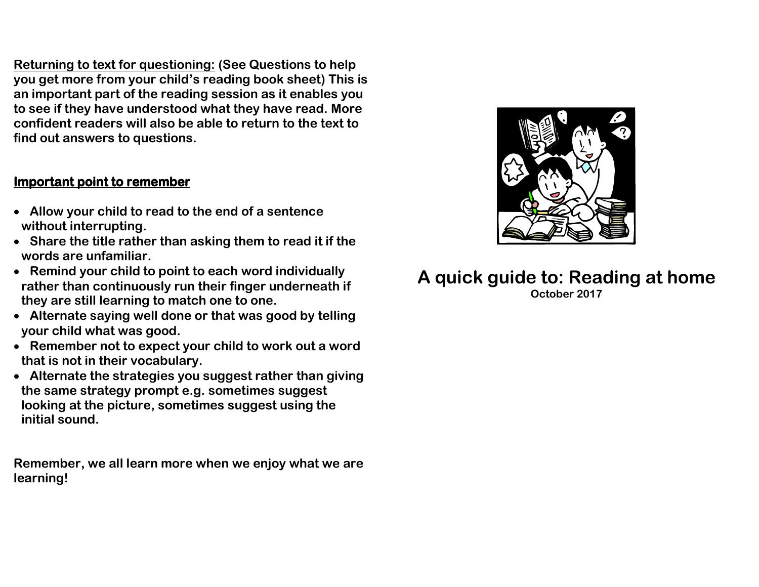**Returning to text for questioning:** (See Questions to help you get more from your child's reading book sheet) This is an important part of the reading session as it enables you to see if they have understood what they have read. More confident readers will also be able to return to the text to find out answers to questions.

## Important point to remember

- Allow your child to read to the end of a sentence without interrupting.
- Share the title rather than asking them to read it if the words are unfamiliar.
- Remind your child to point to each word individually rather than continuously run their finger underneath if they are still learning to match one to one.
- Alternate saying well done or that was good by telling your child what was good.
- Remember not to expect your child to work out a word that is not in their vocabulary.
- Alternate the strategies you suggest rather than giving the same strategy prompt e.g. sometimes suggest looking at the picture, sometimes suggest using the initial sound.

Remember, we all learn more when we enjoy what we are learning!

# A quick guide to: Reading at home

**October 2017**